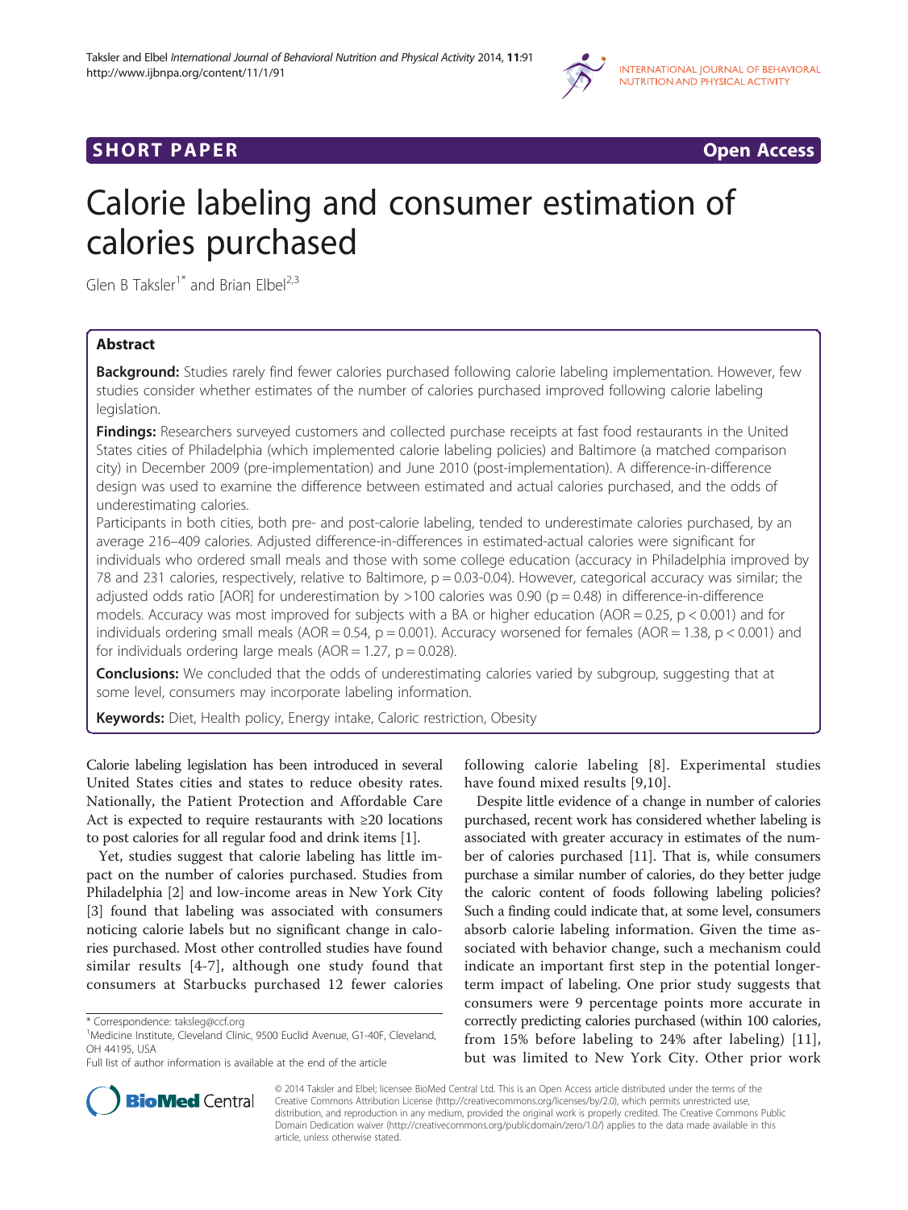SHORT PAPER

Open Access

# Calorie labeling and consumer estimation of calories purchased

Glen B Taksler[1*] and Brian Elbel[2,3]

## Abstract

**Background:** Studies rarely find fewer calories purchased following calorie labeling implementation. However, few studies consider whether estimates of the number of calories purchased improved following calorie labeling legislation.

**Findings:** Researchers surveyed customers and collected purchase receipts at fast food restaurants in the United States cities of Philadelphia (which implemented calorie labeling policies) and Baltimore (a matched comparison city) in December 2009 (pre-implementation) and June 2010 (post-implementation). A difference-in-difference design was used to examine the difference between estimated and actual calories purchased, and the odds of underestimating calories.

Participants in both cities, both pre- and post-calorie labeling, tended to underestimate calories purchased, by an average 216–409 calories. Adjusted difference-in-differences in estimated-actual calories were significant for individuals who ordered small meals and those with some college education (accuracy in Philadelphia improved by 78 and 231 calories, respectively, relative to Baltimore, p = 0.03-0.04). However, categorical accuracy was similar; the adjusted odds ratio [AOR] for underestimation by >100 calories was 0.90 (p = 0.48) in difference-in-difference models. Accuracy was most improved for subjects with a BA or higher education (AOR = 0.25, p < 0.001) and for individuals ordering small meals (AOR = 0.54, p = 0.001). Accuracy worsened for females (AOR = 1.38, p < 0.001) and for individuals ordering large meals (AOR = 1.27, p = 0.028).

**Conclusions:** We concluded that the odds of underestimating calories varied by subgroup, suggesting that at some level, consumers may incorporate labeling information.

**Keywords:** Diet, Health policy, Energy intake, Caloric restriction, Obesity

Calorie labeling legislation has been introduced in several United States cities and states to reduce obesity rates. Nationally, the Patient Protection and Affordable Care Act is expected to require restaurants with ≥20 locations to post calories for all regular food and drink items [1].

Yet, studies suggest that calorie labeling has little impact on the number of calories purchased. Studies from Philadelphia [2] and low-income areas in New York City [3] found that labeling was associated with consumers noticing calorie labels but no significant change in calories purchased. Most other controlled studies have found similar results [4-7], although one study found that consumers at Starbucks purchased 12 fewer calories following calorie labeling [8]. Experimental studies have found mixed results [9,10].

Despite little evidence of a change in number of calories purchased, recent work has considered whether labeling is associated with greater accuracy in estimates of the number of calories purchased [11]. That is, while consumers purchase a similar number of calories, do they better judge the caloric content of foods following labeling policies? Such a finding could indicate that, at some level, consumers absorb calorie labeling information. Given the time associated with behavior change, such a mechanism could indicate an important first step in the potential longer-term impact of labeling. One prior study suggests that consumers were 9 percentage points more accurate in correctly predicting calories purchased (within 100 calories, from 15% before labeling to 24% after labeling) [11], but was limited to New York City. Other prior work

\* Correspondence: taksleg@ccf.org
[1]Medicine Institute, Cleveland Clinic, 9500 Euclid Avenue, G1-40F, Cleveland, OH 44195, USA
Full list of author information is available at the end of the article

© 2014 Taksler and Elbel; licensee BioMed Central Ltd. This is an Open Access article distributed under the terms of the Creative Commons Attribution License (http://creativecommons.org/licenses/by/2.0), which permits unrestricted use, distribution, and reproduction in any medium, provided the original work is properly credited. The Creative Commons Public Domain Dedication waiver (http://creativecommons.org/publicdomain/zero/1.0/) applies to the data made available in this article, unless otherwise stated.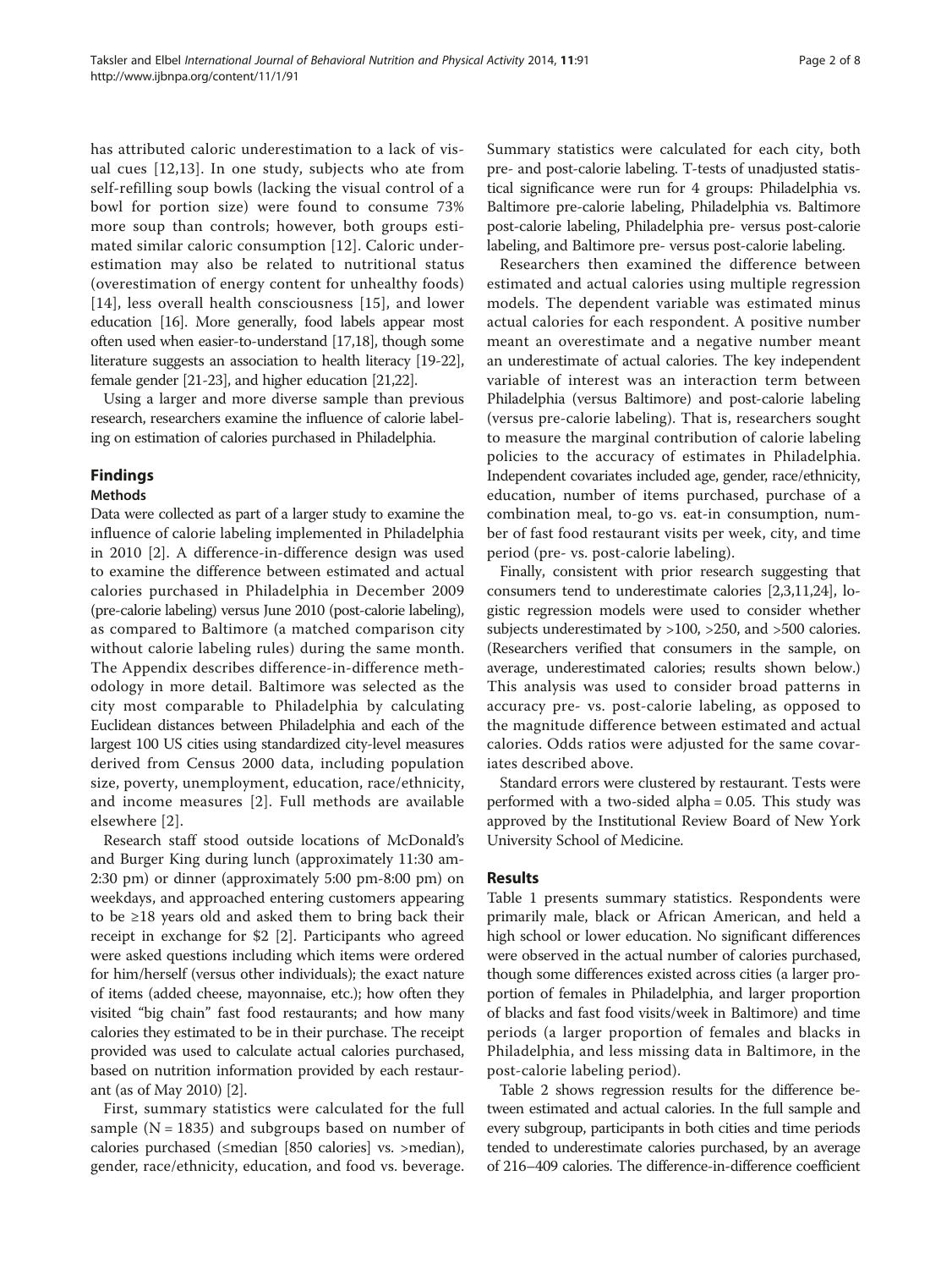has attributed caloric underestimation to a lack of visual cues [12,13]. In one study, subjects who ate from self-refilling soup bowls (lacking the visual control of a bowl for portion size) were found to consume 73% more soup than controls; however, both groups estimated similar caloric consumption [12]. Caloric underestimation may also be related to nutritional status (overestimation of energy content for unhealthy foods) [14], less overall health consciousness [15], and lower education [16]. More generally, food labels appear most often used when easier-to-understand [17,18], though some literature suggests an association to health literacy [19-22], female gender [21-23], and higher education [21,22].

Using a larger and more diverse sample than previous research, researchers examine the influence of calorie labeling on estimation of calories purchased in Philadelphia.

## Findings

### Methods

Data were collected as part of a larger study to examine the influence of calorie labeling implemented in Philadelphia in 2010 [2]. A difference-in-difference design was used to examine the difference between estimated and actual calories purchased in Philadelphia in December 2009 (pre-calorie labeling) versus June 2010 (post-calorie labeling), as compared to Baltimore (a matched comparison city without calorie labeling rules) during the same month. The Appendix describes difference-in-difference methodology in more detail. Baltimore was selected as the city most comparable to Philadelphia by calculating Euclidean distances between Philadelphia and each of the largest 100 US cities using standardized city-level measures derived from Census 2000 data, including population size, poverty, unemployment, education, race/ethnicity, and income measures [2]. Full methods are available elsewhere [2].

Research staff stood outside locations of McDonald's and Burger King during lunch (approximately 11:30 am-2:30 pm) or dinner (approximately 5:00 pm-8:00 pm) on weekdays, and approached entering customers appearing to be ≥18 years old and asked them to bring back their receipt in exchange for $2 [2]. Participants who agreed were asked questions including which items were ordered for him/herself (versus other individuals); the exact nature of items (added cheese, mayonnaise, etc.); how often they visited "big chain" fast food restaurants; and how many calories they estimated to be in their purchase. The receipt provided was used to calculate actual calories purchased, based on nutrition information provided by each restaurant (as of May 2010) [2].

First, summary statistics were calculated for the full sample (N = 1835) and subgroups based on number of calories purchased (≤median [850 calories] vs. >median), gender, race/ethnicity, education, and food vs. beverage. Summary statistics were calculated for each city, both pre- and post-calorie labeling. T-tests of unadjusted statistical significance were run for 4 groups: Philadelphia vs. Baltimore pre-calorie labeling, Philadelphia vs. Baltimore post-calorie labeling, Philadelphia pre- versus post-calorie labeling, and Baltimore pre- versus post-calorie labeling.

Researchers then examined the difference between estimated and actual calories using multiple regression models. The dependent variable was estimated minus actual calories for each respondent. A positive number meant an overestimate and a negative number meant an underestimate of actual calories. The key independent variable of interest was an interaction term between Philadelphia (versus Baltimore) and post-calorie labeling (versus pre-calorie labeling). That is, researchers sought to measure the marginal contribution of calorie labeling policies to the accuracy of estimates in Philadelphia. Independent covariates included age, gender, race/ethnicity, education, number of items purchased, purchase of a combination meal, to-go vs. eat-in consumption, number of fast food restaurant visits per week, city, and time period (pre- vs. post-calorie labeling).

Finally, consistent with prior research suggesting that consumers tend to underestimate calories [2,3,11,24], logistic regression models were used to consider whether subjects underestimated by >100, >250, and >500 calories. (Researchers verified that consumers in the sample, on average, underestimated calories; results shown below.) This analysis was used to consider broad patterns in accuracy pre- vs. post-calorie labeling, as opposed to the magnitude difference between estimated and actual calories. Odds ratios were adjusted for the same covariates described above.

Standard errors were clustered by restaurant. Tests were performed with a two-sided alpha = 0.05. This study was approved by the Institutional Review Board of New York University School of Medicine.

### Results

Table 1 presents summary statistics. Respondents were primarily male, black or African American, and held a high school or lower education. No significant differences were observed in the actual number of calories purchased, though some differences existed across cities (a larger proportion of females in Philadelphia, and larger proportion of blacks and fast food visits/week in Baltimore) and time periods (a larger proportion of females and blacks in Philadelphia, and less missing data in Baltimore, in the post-calorie labeling period).

Table 2 shows regression results for the difference between estimated and actual calories. In the full sample and every subgroup, participants in both cities and time periods tended to underestimate calories purchased, by an average of 216–409 calories. The difference-in-difference coefficient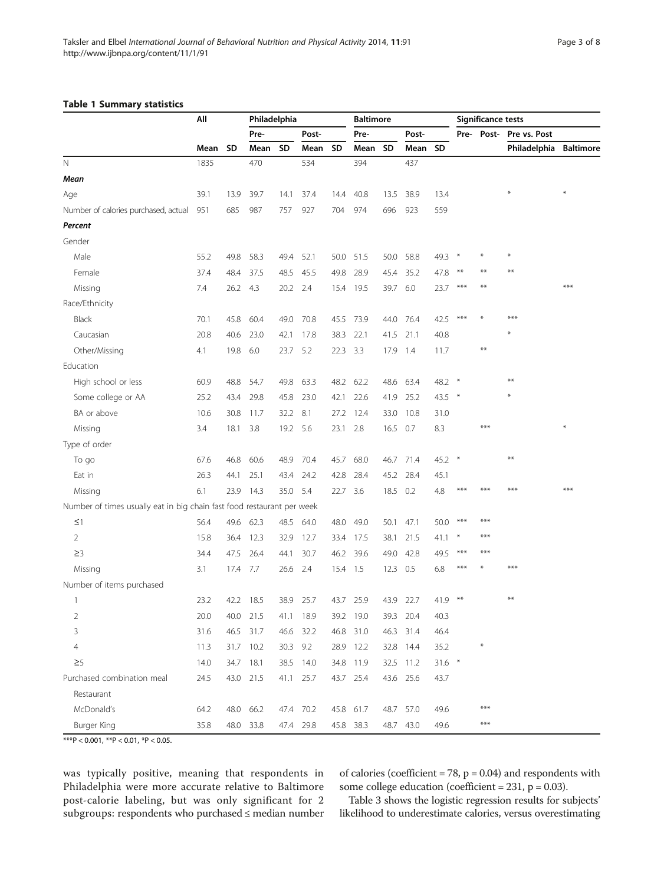**Table 1 Summary statistics**

| | All | | Philadelphia | | | | Baltimore | | | | Significance tests | | | |
|---|---|---|---|---|---|---|---|---|---|---|---|---|---|---|
| | | | Pre- | | Post- | | Pre- | | Post- | | Pre- | Post- | Pre vs. Post | |
| | Mean | SD | Mean | SD | Mean | SD | Mean | SD | Mean | SD | | | Philadelphia | Baltimore |
| N | 1835 | | 470 | | 534 | | 394 | | 437 | | | | | |
| ***Mean*** | | | | | | | | | | | | | | |
| Age | 39.1 | 13.9 | 39.7 | 14.1 | 37.4 | 14.4 | 40.8 | 13.5 | 38.9 | 13.4 | | | * | * |
| Number of calories purchased, actual | 951 | 685 | 987 | 757 | 927 | 704 | 974 | 696 | 923 | 559 | | | | |
| ***Percent*** | | | | | | | | | | | | | | |
| Gender | | | | | | | | | | | | | | |
| Male | 55.2 | 49.8 | 58.3 | 49.4 | 52.1 | 50.0 | 51.5 | 50.0 | 58.8 | 49.3 | * | * | * | |
| Female | 37.4 | 48.4 | 37.5 | 48.5 | 45.5 | 49.8 | 28.9 | 45.4 | 35.2 | 47.8 | ** | ** | ** | |
| Missing | 7.4 | 26.2 | 4.3 | 20.2 | 2.4 | 15.4 | 19.5 | 39.7 | 6.0 | 23.7 | *** | ** | | *** |
| Race/Ethnicity | | | | | | | | | | | | | | |
| Black | 70.1 | 45.8 | 60.4 | 49.0 | 70.8 | 45.5 | 73.9 | 44.0 | 76.4 | 42.5 | *** | * | *** | |
| Caucasian | 20.8 | 40.6 | 23.0 | 42.1 | 17.8 | 38.3 | 22.1 | 41.5 | 21.1 | 40.8 | | | * | |
| Other/Missing | 4.1 | 19.8 | 6.0 | 23.7 | 5.2 | 22.3 | 3.3 | 17.9 | 1.4 | 11.7 | | ** | | |
| Education | | | | | | | | | | | | | | |
| High school or less | 60.9 | 48.8 | 54.7 | 49.8 | 63.3 | 48.2 | 62.2 | 48.6 | 63.4 | 48.2 | * | | ** | |
| Some college or AA | 25.2 | 43.4 | 29.8 | 45.8 | 23.0 | 42.1 | 22.6 | 41.9 | 25.2 | 43.5 | * | | * | |
| BA or above | 10.6 | 30.8 | 11.7 | 32.2 | 8.1 | 27.2 | 12.4 | 33.0 | 10.8 | 31.0 | | | | |
| Missing | 3.4 | 18.1 | 3.8 | 19.2 | 5.6 | 23.1 | 2.8 | 16.5 | 0.7 | 8.3 | | *** | | * |
| Type of order | | | | | | | | | | | | | | |
| To go | 67.6 | 46.8 | 60.6 | 48.9 | 70.4 | 45.7 | 68.0 | 46.7 | 71.4 | 45.2 | * | | ** | |
| Eat in | 26.3 | 44.1 | 25.1 | 43.4 | 24.2 | 42.8 | 28.4 | 45.2 | 28.4 | 45.1 | | | | |
| Missing | 6.1 | 23.9 | 14.3 | 35.0 | 5.4 | 22.7 | 3.6 | 18.5 | 0.2 | 4.8 | *** | *** | *** | *** |
| Number of times usually eat in big chain fast food restaurant per week | | | | | | | | | | | | | | |
| ≤1 | 56.4 | 49.6 | 62.3 | 48.5 | 64.0 | 48.0 | 49.0 | 50.1 | 47.1 | 50.0 | *** | *** | | |
| 2 | 15.8 | 36.4 | 12.3 | 32.9 | 12.7 | 33.4 | 17.5 | 38.1 | 21.5 | 41.1 | * | *** | | |
| ≥3 | 34.4 | 47.5 | 26.4 | 44.1 | 30.7 | 46.2 | 39.6 | 49.0 | 42.8 | 49.5 | *** | *** | | |
| Missing | 3.1 | 17.4 | 7.7 | 26.6 | 2.4 | 15.4 | 1.5 | 12.3 | 0.5 | 6.8 | *** | * | *** | |
| Number of items purchased | | | | | | | | | | | | | | |
| 1 | 23.2 | 42.2 | 18.5 | 38.9 | 25.7 | 43.7 | 25.9 | 43.9 | 22.7 | 41.9 | ** | | ** | |
| 2 | 20.0 | 40.0 | 21.5 | 41.1 | 18.9 | 39.2 | 19.0 | 39.3 | 20.4 | 40.3 | | | | |
| 3 | 31.6 | 46.5 | 31.7 | 46.6 | 32.2 | 46.8 | 31.0 | 46.3 | 31.4 | 46.4 | | | | |
| 4 | 11.3 | 31.7 | 10.2 | 30.3 | 9.2 | 28.9 | 12.2 | 32.8 | 14.4 | 35.2 | | * | | |
| ≥5 | 14.0 | 34.7 | 18.1 | 38.5 | 14.0 | 34.8 | 11.9 | 32.5 | 11.2 | 31.6 | * | | | |
| Purchased combination meal | 24.5 | 43.0 | 21.5 | 41.1 | 25.7 | 43.7 | 25.4 | 43.6 | 25.6 | 43.7 | | | | |
| Restaurant | | | | | | | | | | | | | | |
| McDonald's | 64.2 | 48.0 | 66.2 | 47.4 | 70.2 | 45.8 | 61.7 | 48.7 | 57.0 | 49.6 | | *** | | |
| Burger King | 35.8 | 48.0 | 33.8 | 47.4 | 29.8 | 45.8 | 38.3 | 48.7 | 43.0 | 49.6 | | *** | | |

***P < 0.001, **P < 0.01, *P < 0.05.

was typically positive, meaning that respondents in Philadelphia were more accurate relative to Baltimore post-calorie labeling, but was only significant for 2 subgroups: respondents who purchased ≤ median number of calories (coefficient = 78, p = 0.04) and respondents with some college education (coefficient = 231, p = 0.03).

Table 3 shows the logistic regression results for subjects' likelihood to underestimate calories, versus overestimating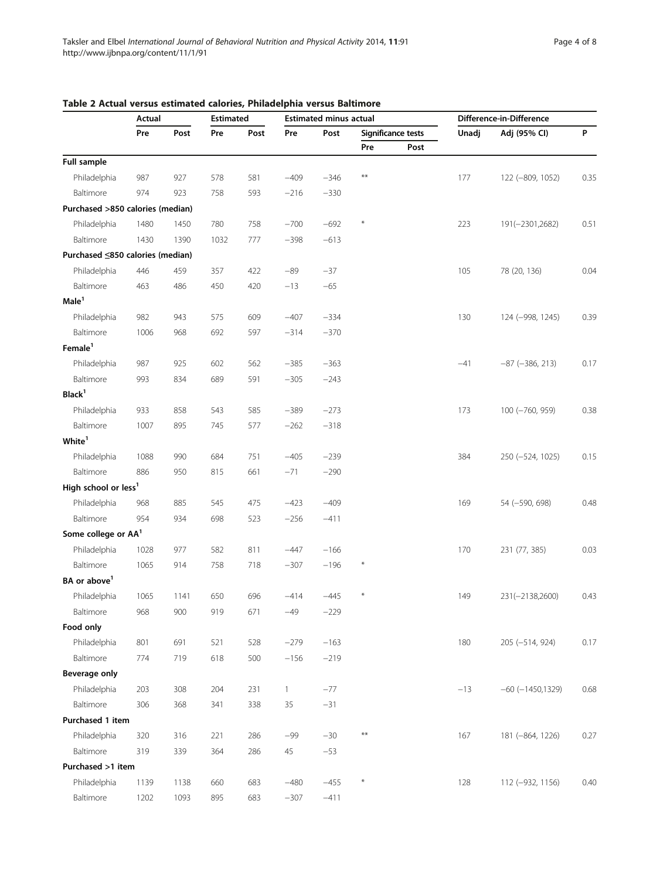**Table 2 Actual versus estimated calories, Philadelphia versus Baltimore**

| | Actual | | Estimated | | Estimated minus actual | | | | Difference-in-Difference | | |
|---|---|---|---|---|---|---|---|---|---|---|---|
| | Pre | Post | Pre | Post | Pre | Post | Significance tests | | Unadj | Adj (95% CI) | P |
| | | | | | | | Pre | Post | | | |
| **Full sample** | | | | | | | | | | | |
| Philadelphia | 987 | 927 | 578 | 581 | −409 | −346 | ** | | 177 | 122 (−809, 1052) | 0.35 |
| Baltimore | 974 | 923 | 758 | 593 | −216 | −330 | | | | | |
| **Purchased >850 calories (median)** | | | | | | | | | | | |
| Philadelphia | 1480 | 1450 | 780 | 758 | −700 | −692 | * | | 223 | 191(−2301,2682) | 0.51 |
| Baltimore | 1430 | 1390 | 1032 | 777 | −398 | −613 | | | | | |
| **Purchased ≤850 calories (median)** | | | | | | | | | | | |
| Philadelphia | 446 | 459 | 357 | 422 | −89 | −37 | | | 105 | 78 (20, 136) | 0.04 |
| Baltimore | 463 | 486 | 450 | 420 | −13 | −65 | | | | | |
| **Male[1]** | | | | | | | | | | | |
| Philadelphia | 982 | 943 | 575 | 609 | −407 | −334 | | | 130 | 124 (−998, 1245) | 0.39 |
| Baltimore | 1006 | 968 | 692 | 597 | −314 | −370 | | | | | |
| **Female[1]** | | | | | | | | | | | |
| Philadelphia | 987 | 925 | 602 | 562 | −385 | −363 | | | −41 | −87 (−386, 213) | 0.17 |
| Baltimore | 993 | 834 | 689 | 591 | −305 | −243 | | | | | |
| **Black[1]** | | | | | | | | | | | |
| Philadelphia | 933 | 858 | 543 | 585 | −389 | −273 | | | 173 | 100 (−760, 959) | 0.38 |
| Baltimore | 1007 | 895 | 745 | 577 | −262 | −318 | | | | | |
| **White[1]** | | | | | | | | | | | |
| Philadelphia | 1088 | 990 | 684 | 751 | −405 | −239 | | | 384 | 250 (−524, 1025) | 0.15 |
| Baltimore | 886 | 950 | 815 | 661 | −71 | −290 | | | | | |
| **High school or less[1]** | | | | | | | | | | | |
| Philadelphia | 968 | 885 | 545 | 475 | −423 | −409 | | | 169 | 54 (−590, 698) | 0.48 |
| Baltimore | 954 | 934 | 698 | 523 | −256 | −411 | | | | | |
| **Some college or AA[1]** | | | | | | | | | | | |
| Philadelphia | 1028 | 977 | 582 | 811 | −447 | −166 | | | 170 | 231 (77, 385) | 0.03 |
| Baltimore | 1065 | 914 | 758 | 718 | −307 | −196 | * | | | | |
| **BA or above[1]** | | | | | | | | | | | |
| Philadelphia | 1065 | 1141 | 650 | 696 | −414 | −445 | * | | 149 | 231(−2138,2600) | 0.43 |
| Baltimore | 968 | 900 | 919 | 671 | −49 | −229 | | | | | |
| **Food only** | | | | | | | | | | | |
| Philadelphia | 801 | 691 | 521 | 528 | −279 | −163 | | | 180 | 205 (−514, 924) | 0.17 |
| Baltimore | 774 | 719 | 618 | 500 | −156 | −219 | | | | | |
| **Beverage only** | | | | | | | | | | | |
| Philadelphia | 203 | 308 | 204 | 231 | 1 | −77 | | | −13 | −60 (−1450,1329) | 0.68 |
| Baltimore | 306 | 368 | 341 | 338 | 35 | −31 | | | | | |
| **Purchased 1 item** | | | | | | | | | | | |
| Philadelphia | 320 | 316 | 221 | 286 | −99 | −30 | ** | | 167 | 181 (−864, 1226) | 0.27 |
| Baltimore | 319 | 339 | 364 | 286 | 45 | −53 | | | | | |
| **Purchased >1 item** | | | | | | | | | | | |
| Philadelphia | 1139 | 1138 | 660 | 683 | −480 | −455 | * | | 128 | 112 (−932, 1156) | 0.40 |
| Baltimore | 1202 | 1093 | 895 | 683 | −307 | −411 | | | | | |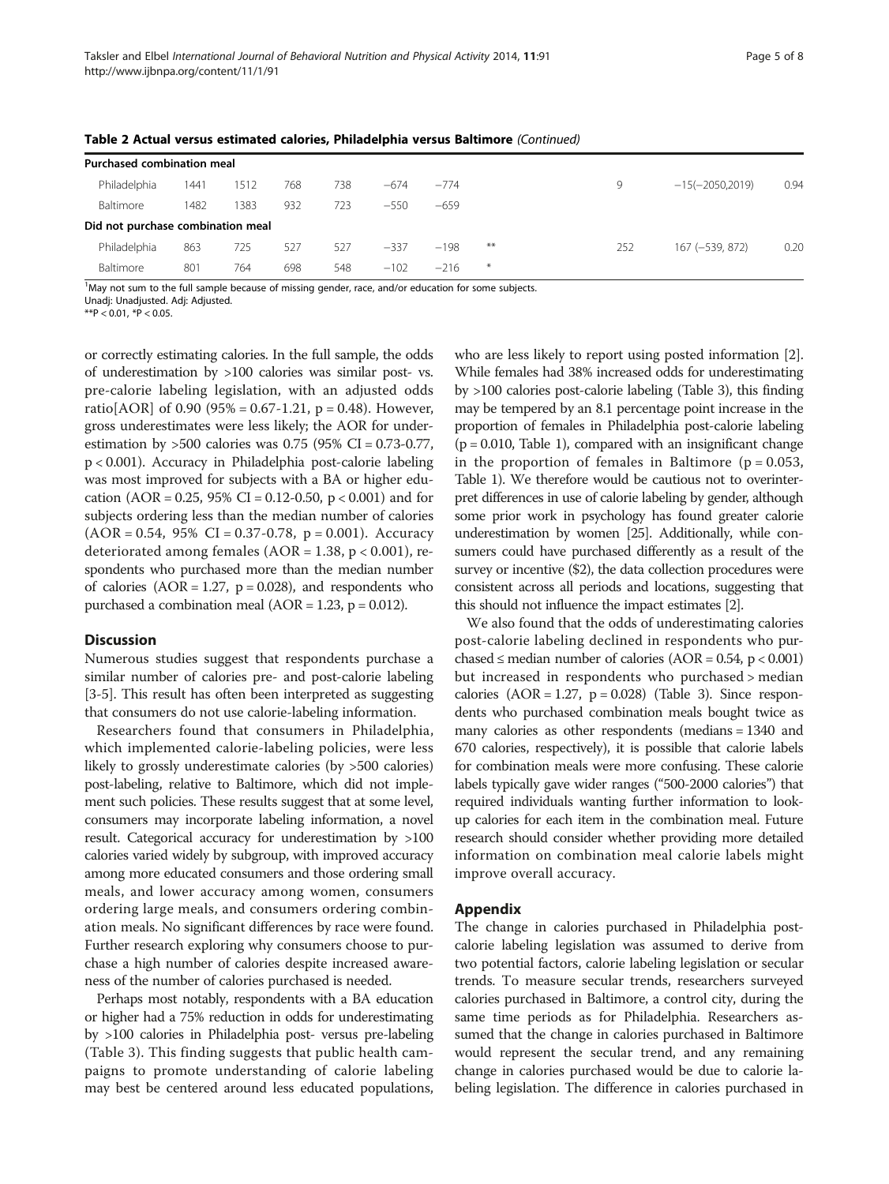**Table 2 Actual versus estimated calories, Philadelphia versus Baltimore** *(Continued)*

| | | | | | | | | | | |
|---|---|---|---|---|---|---|---|---|---|---|
| **Purchased combination meal** | | | | | | | | | | |
| Philadelphia | 1441 | 1512 | 768 | 738 | −674 | −774 | | 9 | −15(−2050,2019) | 0.94 |
| Baltimore | 1482 | 1383 | 932 | 723 | −550 | −659 | | | | |
| **Did not purchase combination meal** | | | | | | | | | | |
| Philadelphia | 863 | 725 | 527 | 527 | −337 | −198 | ** | 252 | 167 (−539, 872) | 0.20 |
| Baltimore | 801 | 764 | 698 | 548 | −102 | −216 | * | | | |

[1]May not sum to the full sample because of missing gender, race, and/or education for some subjects.
Unadj: Unadjusted. Adj: Adjusted.
**P < 0.01, *P < 0.05.

or correctly estimating calories. In the full sample, the odds of underestimation by >100 calories was similar post- vs. pre-calorie labeling legislation, with an adjusted odds ratio[AOR] of 0.90 (95% = 0.67-1.21, p = 0.48). However, gross underestimates were less likely; the AOR for underestimation by >500 calories was 0.75 (95% CI = 0.73-0.77, p < 0.001). Accuracy in Philadelphia post-calorie labeling was most improved for subjects with a BA or higher education (AOR = 0.25, 95% CI = 0.12-0.50, p < 0.001) and for subjects ordering less than the median number of calories (AOR = 0.54, 95% CI = 0.37-0.78, p = 0.001). Accuracy deteriorated among females (AOR = 1.38, p < 0.001), respondents who purchased more than the median number of calories (AOR = 1.27, p = 0.028), and respondents who purchased a combination meal (AOR = 1.23, p = 0.012).

## Discussion

Numerous studies suggest that respondents purchase a similar number of calories pre- and post-calorie labeling [3-5]. This result has often been interpreted as suggesting that consumers do not use calorie-labeling information.

Researchers found that consumers in Philadelphia, which implemented calorie-labeling policies, were less likely to grossly underestimate calories (by >500 calories) post-labeling, relative to Baltimore, which did not implement such policies. These results suggest that at some level, consumers may incorporate labeling information, a novel result. Categorical accuracy for underestimation by >100 calories varied widely by subgroup, with improved accuracy among more educated consumers and those ordering small meals, and lower accuracy among women, consumers ordering large meals, and consumers ordering combination meals. No significant differences by race were found. Further research exploring why consumers choose to purchase a high number of calories despite increased awareness of the number of calories purchased is needed.

Perhaps most notably, respondents with a BA education or higher had a 75% reduction in odds for underestimating by >100 calories in Philadelphia post- versus pre-labeling (Table 3). This finding suggests that public health campaigns to promote understanding of calorie labeling may best be centered around less educated populations, who are less likely to report using posted information [2]. While females had 38% increased odds for underestimating by >100 calories post-calorie labeling (Table 3), this finding may be tempered by an 8.1 percentage point increase in the proportion of females in Philadelphia post-calorie labeling (p = 0.010, Table 1), compared with an insignificant change in the proportion of females in Baltimore (p = 0.053, Table 1). We therefore would be cautious not to overinterpret differences in use of calorie labeling by gender, although some prior work in psychology has found greater calorie underestimation by women [25]. Additionally, while consumers could have purchased differently as a result of the survey or incentive ($2), the data collection procedures were consistent across all periods and locations, suggesting that this should not influence the impact estimates [2].

We also found that the odds of underestimating calories post-calorie labeling declined in respondents who purchased ≤ median number of calories (AOR = 0.54, p < 0.001) but increased in respondents who purchased > median calories (AOR = 1.27, p = 0.028) (Table 3). Since respondents who purchased combination meals bought twice as many calories as other respondents (medians = 1340 and 670 calories, respectively), it is possible that calorie labels for combination meals were more confusing. These calorie labels typically gave wider ranges ("500-2000 calories") that required individuals wanting further information to lookup calories for each item in the combination meal. Future research should consider whether providing more detailed information on combination meal calorie labels might improve overall accuracy.

## Appendix

The change in calories purchased in Philadelphia post-calorie labeling legislation was assumed to derive from two potential factors, calorie labeling legislation or secular trends. To measure secular trends, researchers surveyed calories purchased in Baltimore, a control city, during the same time periods as for Philadelphia. Researchers assumed that the change in calories purchased in Baltimore would represent the secular trend, and any remaining change in calories purchased would be due to calorie labeling legislation. The difference in calories purchased in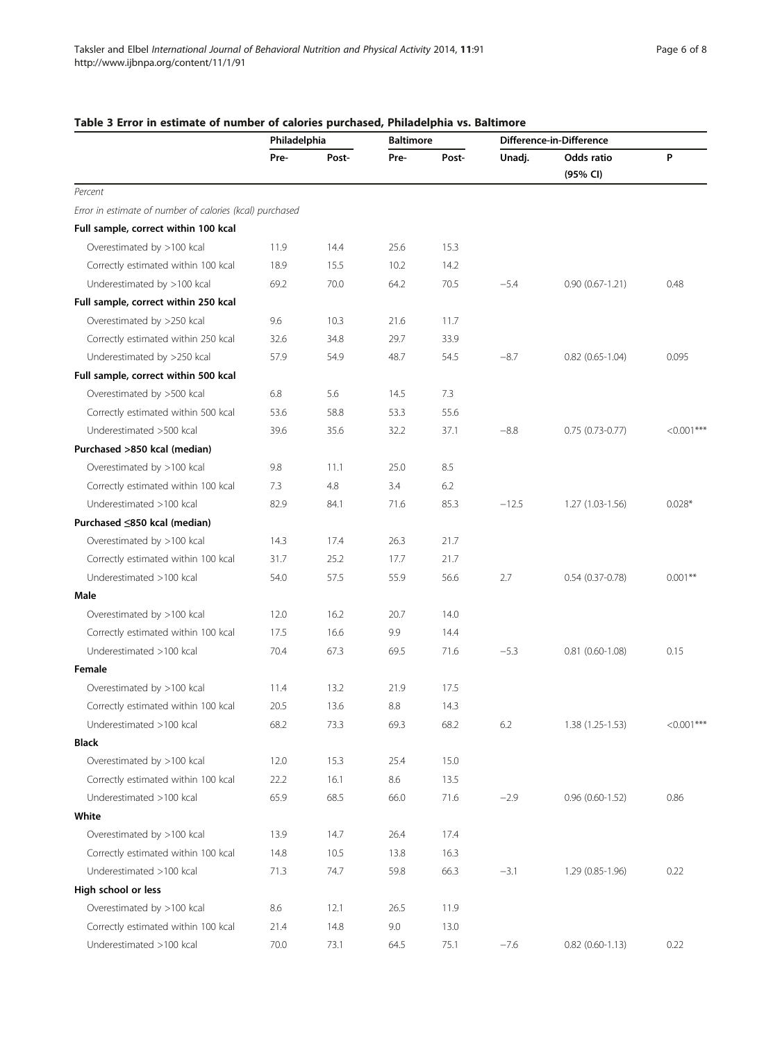**Table 3 Error in estimate of number of calories purchased, Philadelphia vs. Baltimore**

| | Philadelphia | | Baltimore | | Difference-in-Difference | | |
|---|---|---|---|---|---|---|---|
| | Pre- | Post- | Pre- | Post- | Unadj. | Odds ratio (95% CI) | P |
| *Percent* | | | | | | | |
| *Error in estimate of number of calories (kcal) purchased* | | | | | | | |
| **Full sample, correct within 100 kcal** | | | | | | | |
| Overestimated by >100 kcal | 11.9 | 14.4 | 25.6 | 15.3 | | | |
| Correctly estimated within 100 kcal | 18.9 | 15.5 | 10.2 | 14.2 | | | |
| Underestimated by >100 kcal | 69.2 | 70.0 | 64.2 | 70.5 | −5.4 | 0.90 (0.67-1.21) | 0.48 |
| **Full sample, correct within 250 kcal** | | | | | | | |
| Overestimated by >250 kcal | 9.6 | 10.3 | 21.6 | 11.7 | | | |
| Correctly estimated within 250 kcal | 32.6 | 34.8 | 29.7 | 33.9 | | | |
| Underestimated by >250 kcal | 57.9 | 54.9 | 48.7 | 54.5 | −8.7 | 0.82 (0.65-1.04) | 0.095 |
| **Full sample, correct within 500 kcal** | | | | | | | |
| Overestimated by >500 kcal | 6.8 | 5.6 | 14.5 | 7.3 | | | |
| Correctly estimated within 500 kcal | 53.6 | 58.8 | 53.3 | 55.6 | | | |
| Underestimated >500 kcal | 39.6 | 35.6 | 32.2 | 37.1 | −8.8 | 0.75 (0.73-0.77) | <0.001*** |
| **Purchased >850 kcal (median)** | | | | | | | |
| Overestimated by >100 kcal | 9.8 | 11.1 | 25.0 | 8.5 | | | |
| Correctly estimated within 100 kcal | 7.3 | 4.8 | 3.4 | 6.2 | | | |
| Underestimated >100 kcal | 82.9 | 84.1 | 71.6 | 85.3 | −12.5 | 1.27 (1.03-1.56) | 0.028* |
| **Purchased ≤850 kcal (median)** | | | | | | | |
| Overestimated by >100 kcal | 14.3 | 17.4 | 26.3 | 21.7 | | | |
| Correctly estimated within 100 kcal | 31.7 | 25.2 | 17.7 | 21.7 | | | |
| Underestimated >100 kcal | 54.0 | 57.5 | 55.9 | 56.6 | 2.7 | 0.54 (0.37-0.78) | 0.001** |
| **Male** | | | | | | | |
| Overestimated by >100 kcal | 12.0 | 16.2 | 20.7 | 14.0 | | | |
| Correctly estimated within 100 kcal | 17.5 | 16.6 | 9.9 | 14.4 | | | |
| Underestimated >100 kcal | 70.4 | 67.3 | 69.5 | 71.6 | −5.3 | 0.81 (0.60-1.08) | 0.15 |
| **Female** | | | | | | | |
| Overestimated by >100 kcal | 11.4 | 13.2 | 21.9 | 17.5 | | | |
| Correctly estimated within 100 kcal | 20.5 | 13.6 | 8.8 | 14.3 | | | |
| Underestimated >100 kcal | 68.2 | 73.3 | 69.3 | 68.2 | 6.2 | 1.38 (1.25-1.53) | <0.001*** |
| **Black** | | | | | | | |
| Overestimated by >100 kcal | 12.0 | 15.3 | 25.4 | 15.0 | | | |
| Correctly estimated within 100 kcal | 22.2 | 16.1 | 8.6 | 13.5 | | | |
| Underestimated >100 kcal | 65.9 | 68.5 | 66.0 | 71.6 | −2.9 | 0.96 (0.60-1.52) | 0.86 |
| **White** | | | | | | | |
| Overestimated by >100 kcal | 13.9 | 14.7 | 26.4 | 17.4 | | | |
| Correctly estimated within 100 kcal | 14.8 | 10.5 | 13.8 | 16.3 | | | |
| Underestimated >100 kcal | 71.3 | 74.7 | 59.8 | 66.3 | −3.1 | 1.29 (0.85-1.96) | 0.22 |
| **High school or less** | | | | | | | |
| Overestimated by >100 kcal | 8.6 | 12.1 | 26.5 | 11.9 | | | |
| Correctly estimated within 100 kcal | 21.4 | 14.8 | 9.0 | 13.0 | | | |
| Underestimated >100 kcal | 70.0 | 73.1 | 64.5 | 75.1 | −7.6 | 0.82 (0.60-1.13) | 0.22 |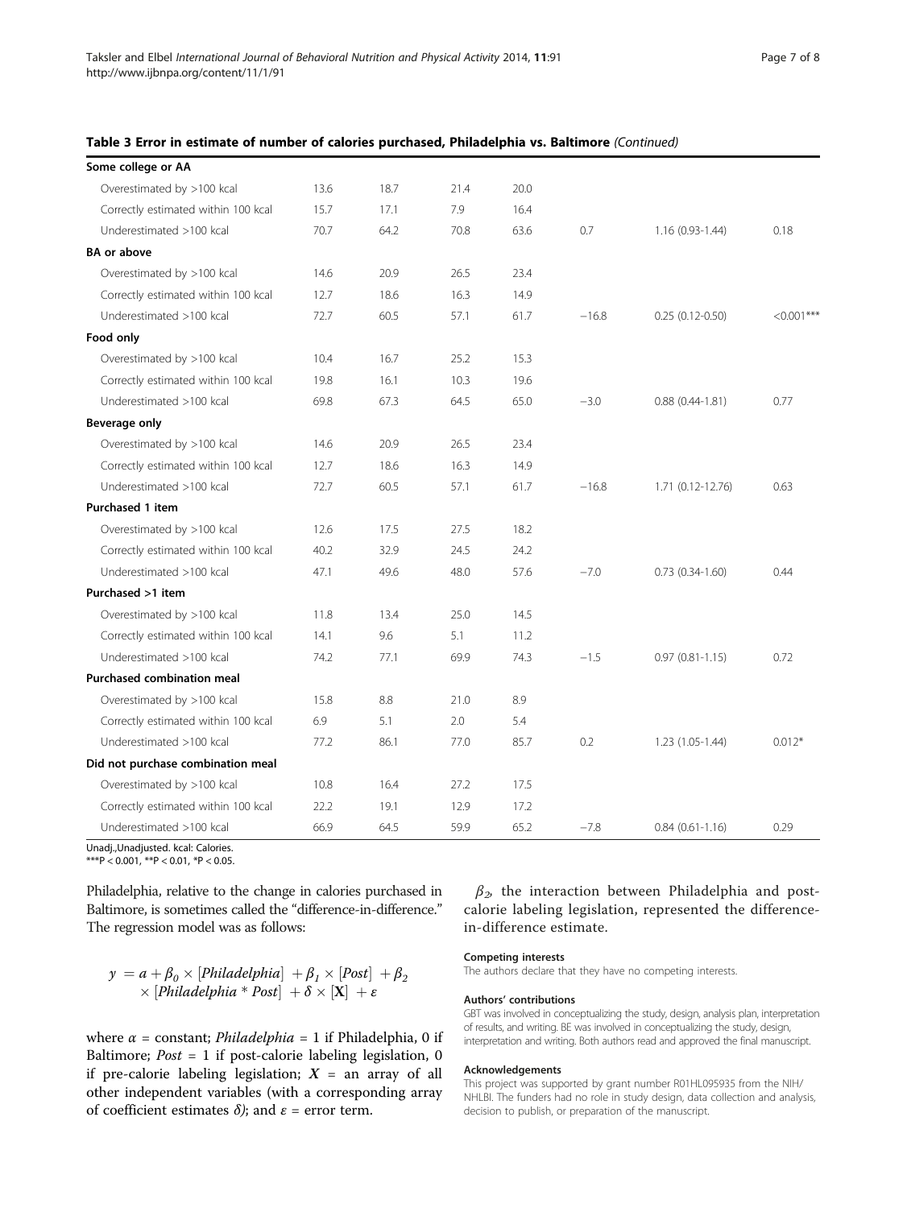**Table 3 Error in estimate of number of calories purchased, Philadelphia vs. Baltimore** *(Continued)*

| | | | | | | | |
|---|---|---|---|---|---|---|---|
| **Some college or AA** | | | | | | | |
| Overestimated by >100 kcal | 13.6 | 18.7 | 21.4 | 20.0 | | | |
| Correctly estimated within 100 kcal | 15.7 | 17.1 | 7.9 | 16.4 | | | |
| Underestimated >100 kcal | 70.7 | 64.2 | 70.8 | 63.6 | 0.7 | 1.16 (0.93-1.44) | 0.18 |
| **BA or above** | | | | | | | |
| Overestimated by >100 kcal | 14.6 | 20.9 | 26.5 | 23.4 | | | |
| Correctly estimated within 100 kcal | 12.7 | 18.6 | 16.3 | 14.9 | | | |
| Underestimated >100 kcal | 72.7 | 60.5 | 57.1 | 61.7 | −16.8 | 0.25 (0.12-0.50) | <0.001*** |
| **Food only** | | | | | | | |
| Overestimated by >100 kcal | 10.4 | 16.7 | 25.2 | 15.3 | | | |
| Correctly estimated within 100 kcal | 19.8 | 16.1 | 10.3 | 19.6 | | | |
| Underestimated >100 kcal | 69.8 | 67.3 | 64.5 | 65.0 | −3.0 | 0.88 (0.44-1.81) | 0.77 |
| **Beverage only** | | | | | | | |
| Overestimated by >100 kcal | 14.6 | 20.9 | 26.5 | 23.4 | | | |
| Correctly estimated within 100 kcal | 12.7 | 18.6 | 16.3 | 14.9 | | | |
| Underestimated >100 kcal | 72.7 | 60.5 | 57.1 | 61.7 | −16.8 | 1.71 (0.12-12.76) | 0.63 |
| **Purchased 1 item** | | | | | | | |
| Overestimated by >100 kcal | 12.6 | 17.5 | 27.5 | 18.2 | | | |
| Correctly estimated within 100 kcal | 40.2 | 32.9 | 24.5 | 24.2 | | | |
| Underestimated >100 kcal | 47.1 | 49.6 | 48.0 | 57.6 | −7.0 | 0.73 (0.34-1.60) | 0.44 |
| **Purchased >1 item** | | | | | | | |
| Overestimated by >100 kcal | 11.8 | 13.4 | 25.0 | 14.5 | | | |
| Correctly estimated within 100 kcal | 14.1 | 9.6 | 5.1 | 11.2 | | | |
| Underestimated >100 kcal | 74.2 | 77.1 | 69.9 | 74.3 | −1.5 | 0.97 (0.81-1.15) | 0.72 |
| **Purchased combination meal** | | | | | | | |
| Overestimated by >100 kcal | 15.8 | 8.8 | 21.0 | 8.9 | | | |
| Correctly estimated within 100 kcal | 6.9 | 5.1 | 2.0 | 5.4 | | | |
| Underestimated >100 kcal | 77.2 | 86.1 | 77.0 | 85.7 | 0.2 | 1.23 (1.05-1.44) | 0.012* |
| **Did not purchase combination meal** | | | | | | | |
| Overestimated by >100 kcal | 10.8 | 16.4 | 27.2 | 17.5 | | | |
| Correctly estimated within 100 kcal | 22.2 | 19.1 | 12.9 | 17.2 | | | |
| Underestimated >100 kcal | 66.9 | 64.5 | 59.9 | 65.2 | −7.8 | 0.84 (0.61-1.16) | 0.29 |

Unadj.,Unadjusted. kcal: Calories.
***P < 0.001, **P < 0.01, *P < 0.05.

Philadelphia, relative to the change in calories purchased in Baltimore, is sometimes called the "difference-in-difference." The regression model was as follows:

$$y = \alpha + \beta_0 \times [Philadelphia] + \beta_1 \times [Post] + \beta_2 \times [Philadelphia * Post] + \delta \times [\mathbf{X}] + \varepsilon$$

where $\alpha$ = constant; $Philadelphia$ = 1 if Philadelphia, 0 if Baltimore; $Post$ = 1 if post-calorie labeling legislation, 0 if pre-calorie labeling legislation; $X$ = an array of all other independent variables (with a corresponding array of coefficient estimates $\delta$); and $\varepsilon$ = error term.

$\beta_2$, the interaction between Philadelphia and post-calorie labeling legislation, represented the difference-in-difference estimate.

#### Competing interests

The authors declare that they have no competing interests.

#### Authors' contributions

GBT was involved in conceptualizing the study, design, analysis plan, interpretation of results, and writing. BE was involved in conceptualizing the study, design, interpretation and writing. Both authors read and approved the final manuscript.

#### Acknowledgements

This project was supported by grant number R01HL095935 from the NIH/NHLBI. The funders had no role in study design, data collection and analysis, decision to publish, or preparation of the manuscript.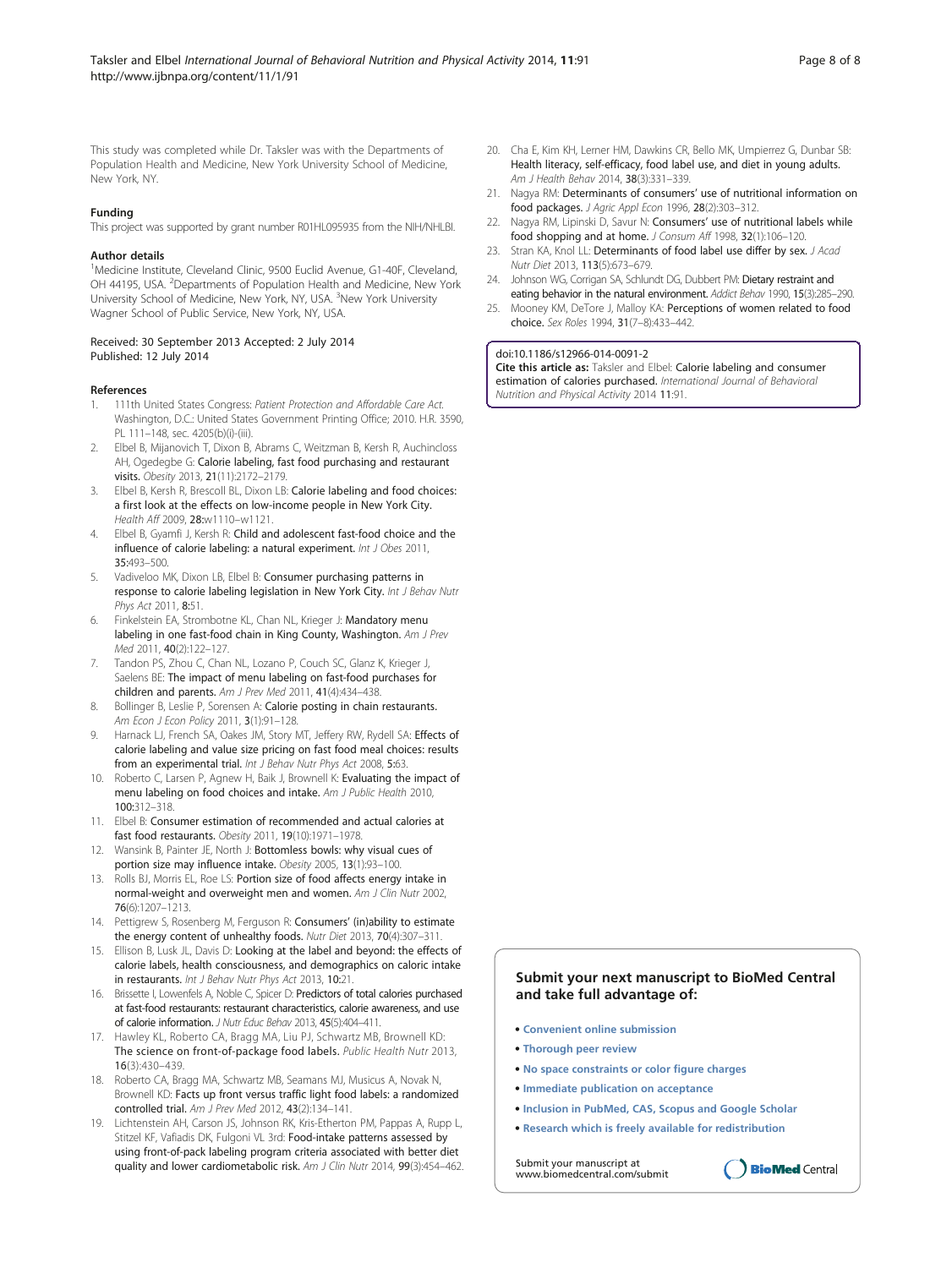This study was completed while Dr. Taksler was with the Departments of Population Health and Medicine, New York University School of Medicine, New York, NY.

#### Funding

This project was supported by grant number R01HL095935 from the NIH/NHLBI.

#### Author details

[1]Medicine Institute, Cleveland Clinic, 9500 Euclid Avenue, G1-40F, Cleveland, OH 44195, USA. [2]Departments of Population Health and Medicine, New York University School of Medicine, New York, NY, USA. [3]New York University Wagner School of Public Service, New York, NY, USA.

Received: 30 September 2013 Accepted: 2 July 2014
Published: 12 July 2014

#### References

1. 111th United States Congress: *Patient Protection and Affordable Care Act.* Washington, D.C.: United States Government Printing Office; 2010. H.R. 3590, PL 111–148, sec. 4205(b)(i)-(iii).
2. Elbel B, Mijanovich T, Dixon B, Abrams C, Weitzman B, Kersh R, Auchincloss AH, Ogedegbe G: **Calorie labeling, fast food purchasing and restaurant visits.** *Obesity* 2013, **21**(11):2172–2179.
3. Elbel B, Kersh R, Brescoll BL, Dixon LB: **Calorie labeling and food choices: a first look at the effects on low-income people in New York City.** *Health Aff* 2009, **28:**w1110–w1121.
4. Elbel B, Gyamfi J, Kersh R: **Child and adolescent fast-food choice and the influence of calorie labeling: a natural experiment.** *Int J Obes* 2011, **35:**493–500.
5. Vadiveloo MK, Dixon LB, Elbel B: **Consumer purchasing patterns in response to calorie labeling legislation in New York City.** *Int J Behav Nutr Phys Act* 2011, **8:**51.
6. Finkelstein EA, Strombotne KL, Chan NL, Krieger J: **Mandatory menu labeling in one fast-food chain in King County, Washington.** *Am J Prev Med* 2011, **40**(2):122–127.
7. Tandon PS, Zhou C, Chan NL, Lozano P, Couch SC, Glanz K, Krieger J, Saelens BE: **The impact of menu labeling on fast-food purchases for children and parents.** *Am J Prev Med* 2011, **41**(4):434–438.
8. Bollinger B, Leslie P, Sorensen A: **Calorie posting in chain restaurants.** *Am Econ J Econ Policy* 2011, **3**(1):91–128.
9. Harnack LJ, French SA, Oakes JM, Story MT, Jeffery RW, Rydell SA: **Effects of calorie labeling and value size pricing on fast food meal choices: results from an experimental trial.** *Int J Behav Nutr Phys Act* 2008, **5:**63.
10. Roberto C, Larsen P, Agnew H, Baik J, Brownell K: **Evaluating the impact of menu labeling on food choices and intake.** *Am J Public Health* 2010, **100:**312–318.
11. Elbel B: **Consumer estimation of recommended and actual calories at fast food restaurants.** *Obesity* 2011, **19**(10):1971–1978.
12. Wansink B, Painter JE, North J: **Bottomless bowls: why visual cues of portion size may influence intake.** *Obesity* 2005, **13**(1):93–100.
13. Rolls BJ, Morris EL, Roe LS: **Portion size of food affects energy intake in normal-weight and overweight men and women.** *Am J Clin Nutr* 2002, **76**(6):1207–1213.
14. Pettigrew S, Rosenberg M, Ferguson R: **Consumers' (in)ability to estimate the energy content of unhealthy foods.** *Nutr Diet* 2013, **70**(4):307–311.
15. Ellison B, Lusk JL, Davis D: **Looking at the label and beyond: the effects of calorie labels, health consciousness, and demographics on caloric intake in restaurants.** *Int J Behav Nutr Phys Act* 2013, **10:**21.
16. Brissette I, Lowenfels A, Noble C, Spicer D: **Predictors of total calories purchased at fast-food restaurants: restaurant characteristics, calorie awareness, and use of calorie information.** *J Nutr Educ Behav* 2013, **45**(5):404–411.
17. Hawley KL, Roberto CA, Bragg MA, Liu PJ, Schwartz MB, Brownell KD: **The science on front-of-package food labels.** *Public Health Nutr* 2013, **16**(3):430–439.
18. Roberto CA, Bragg MA, Schwartz MB, Seamans MJ, Musicus A, Novak N, Brownell KD: **Facts up front versus traffic light food labels: a randomized controlled trial.** *Am J Prev Med* 2012, **43**(2):134–141.
19. Lichtenstein AH, Carson JS, Johnson RK, Kris-Etherton PM, Pappas A, Rupp L, Stitzel KF, Vafiadis DK, Fulgoni VL 3rd: **Food-intake patterns assessed by using front-of-pack labeling program criteria associated with better diet quality and lower cardiometabolic risk.** *Am J Clin Nutr* 2014, **99**(3):454–462.
20. Cha E, Kim KH, Lerner HM, Dawkins CR, Bello MK, Umpierrez G, Dunbar SB: **Health literacy, self-efficacy, food label use, and diet in young adults.** *Am J Health Behav* 2014, **38**(3):331–339.
21. Nagya RM: **Determinants of consumers' use of nutritional information on food packages.** *J Agric Appl Econ* 1996, **28**(2):303–312.
22. Nagya RM, Lipinski D, Savur N: **Consumers' use of nutritional labels while food shopping and at home.** *J Consum Aff* 1998, **32**(1):106–120.
23. Stran KA, Knol LL: **Determinants of food label use differ by sex.** *J Acad Nutr Diet* 2013, **113**(5):673–679.
24. Johnson WG, Corrigan SA, Schlundt DG, Dubbert PM: **Dietary restraint and eating behavior in the natural environment.** *Addict Behav* 1990, **15**(3):285–290.
25. Mooney KM, DeTore J, Malloy KA: **Perceptions of women related to food choice.** *Sex Roles* 1994, **31**(7–8):433–442.

doi:10.1186/s12966-014-0091-2
**Cite this article as:** Taksler and Elbel: **Calorie labeling and consumer estimation of calories purchased.** *International Journal of Behavioral Nutrition and Physical Activity* 2014 **11**:91.

**Submit your next manuscript to BioMed Central and take full advantage of:**

- **Convenient online submission**
- **Thorough peer review**
- **No space constraints or color figure charges**
- **Immediate publication on acceptance**
- **Inclusion in PubMed, CAS, Scopus and Google Scholar**
- **Research which is freely available for redistribution**

Submit your manuscript at
www.biomedcentral.com/submit

BioMed Central